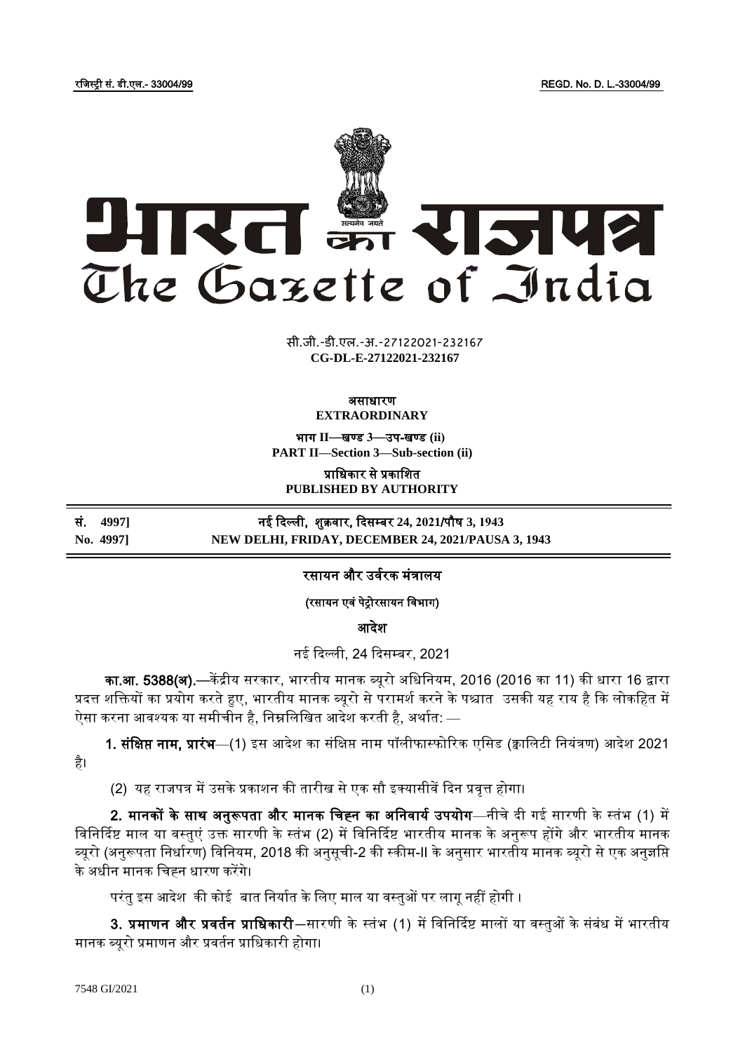रजिस्ट्री सं. डी.एल.- 33004/99 REGD. No. D. L.-33004/99

# भारत का राजपत्र
# The Gazette of India

सी.जी.-डी.एल.-अ.-27122021-232167
**CG-DL-E-27122021-232167**

**असाधारण**
**EXTRAORDINARY**

**भाग II—खण्ड 3—उप-खण्ड (ii)**
**PART II—Section 3—Sub-section (ii)**

**प्राधिकार से प्रकाशित**
**PUBLISHED BY AUTHORITY**

| **सं. 4997]** | **नई दिल्ली, शुक्रवार, दिसम्बर 24, 2021/पौष 3, 1943** |
|---|---|
| **No. 4997]** | **NEW DELHI, FRIDAY, DECEMBER 24, 2021/PAUSA 3, 1943** |

## रसायन और उर्वरक मंत्रालय

**(रसायन एवं पेट्रोरसायन विभाग)**

**आदेश**

नई दिल्ली, 24 दिसम्बर, 2021

**का.आ. 5388(अ).**—केंद्रीय सरकार, भारतीय मानक ब्यूरो अधिनियम, 2016 (2016 का 11) की धारा 16 द्वारा प्रदत्त शक्तियों का प्रयोग करते हुए, भारतीय मानक ब्यूरो से परामर्श करने के पश्चात उसकी यह राय है कि लोकहित में ऐसा करना आवश्यक या समीचीन है, निम्नलिखित आदेश करती है, अर्थात: —

**1. संक्षिप्त नाम, प्रारंभ**—(1) इस आदेश का संक्षिप्त नाम पॉलीफास्फोरिक एसिड (क्वालिटी नियंत्रण) आदेश 2021 है।

(2) यह राजपत्र में उसके प्रकाशन की तारीख से एक सौ इक्यासीवें दिन प्रवृत्त होगा।

**2. मानकों के साथ अनुरूपता और मानक चिह्न का अनिवार्य उपयोग**—नीचे दी गई सारणी के स्तंभ (1) में विनिर्दिष्ट माल या वस्तुएं उक्त सारणी के स्तंभ (2) में विनिर्दिष्ट भारतीय मानक के अनुरूप होंगे और भारतीय मानक ब्यूरो (अनुरूपता निर्धारण) विनियम, 2018 की अनुसूची-2 की स्कीम-II के अनुसार भारतीय मानक ब्यूरो से एक अनुज्ञप्ति के अधीन मानक चिह्न धारण करेंगे।

परंतु इस आदेश की कोई बात निर्यात के लिए माल या वस्तुओं पर लागू नहीं होगी ।

**3. प्रमाणन और प्रवर्तन प्राधिकारी**—सारणी के स्तंभ (1) में विनिर्दिष्ट मालों या वस्तुओं के संबंध में भारतीय मानक ब्यूरो प्रमाणन और प्रवर्तन प्राधिकारी होगा।

7548 GI/2021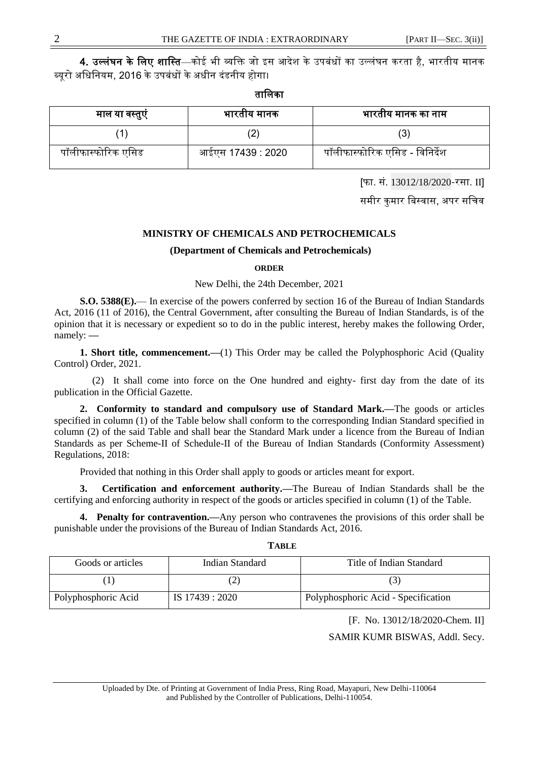**4. उल्लंघन के लिए शास्ति**—कोई भी व्यक्ति जो इस आदेश के उपबंधों का उल्लंघन करता है, भारतीय मानक ब्यूरो अधिनियम, 2016 के उपबंधों के अधीन दंडनीय होगा।

**तालिका**

| माल या वस्तुएं | भारतीय मानक | भारतीय मानक का नाम |
|---|---|---|
| (1) | (2) | (3) |
| पॉलीफास्फोरिक एसिड | आईएस 17439 : 2020 | पॉलीफास्फोरिक एसिड - विनिर्देश |

[फा. सं. 13012/18/2020-रसा. II]

समीर कुमार बिस्वास, अपर सचिव

## MINISTRY OF CHEMICALS AND PETROCHEMICALS

### (Department of Chemicals and Petrochemicals)

#### ORDER

New Delhi, the 24th December, 2021

**S.O. 5388(E).**— In exercise of the powers conferred by section 16 of the Bureau of Indian Standards Act, 2016 (11 of 2016), the Central Government, after consulting the Bureau of Indian Standards, is of the opinion that it is necessary or expedient so to do in the public interest, hereby makes the following Order, namely: —

**1. Short title, commencement.—**(1) This Order may be called the Polyphosphoric Acid (Quality Control) Order, 2021.

(2) It shall come into force on the One hundred and eighty- first day from the date of its publication in the Official Gazette.

**2. Conformity to standard and compulsory use of Standard Mark.—**The goods or articles specified in column (1) of the Table below shall conform to the corresponding Indian Standard specified in column (2) of the said Table and shall bear the Standard Mark under a licence from the Bureau of Indian Standards as per Scheme-II of Schedule-II of the Bureau of Indian Standards (Conformity Assessment) Regulations, 2018:

Provided that nothing in this Order shall apply to goods or articles meant for export.

**3. Certification and enforcement authority.—**The Bureau of Indian Standards shall be the certifying and enforcing authority in respect of the goods or articles specified in column (1) of the Table.

**4. Penalty for contravention.—**Any person who contravenes the provisions of this order shall be punishable under the provisions of the Bureau of Indian Standards Act, 2016.

**TABLE**

| Goods or articles | Indian Standard | Title of Indian Standard |
|---|---|---|
| (1) | (2) | (3) |
| Polyphosphoric Acid | IS 17439 : 2020 | Polyphosphoric Acid - Specification |

[F. No. 13012/18/2020-Chem. II]

SAMIR KUMR BISWAS, Addl. Secy.

Uploaded by Dte. of Printing at Government of India Press, Ring Road, Mayapuri, New Delhi-110064 and Published by the Controller of Publications, Delhi-110054.